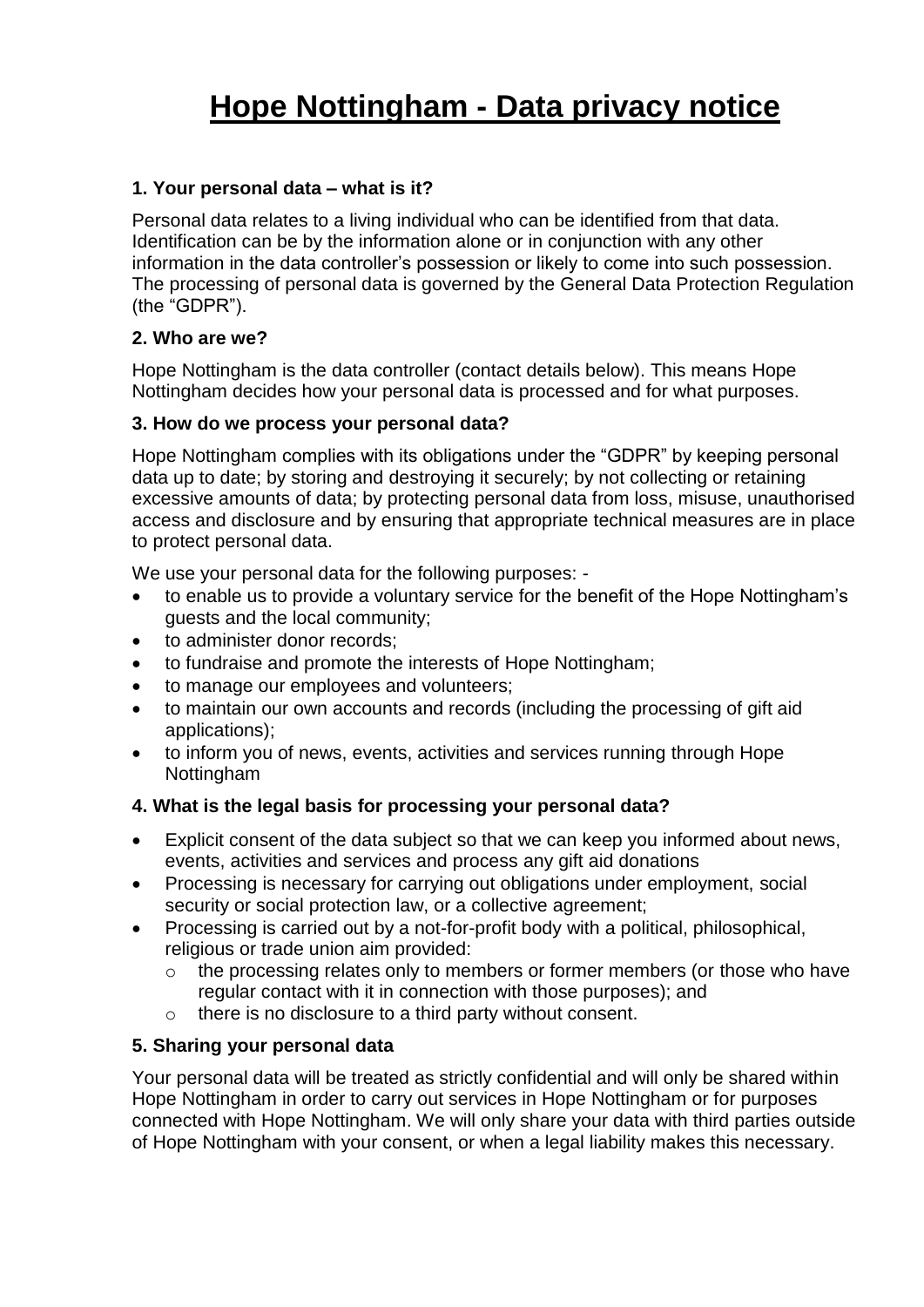# Hope Nottingham - Data privacy notice

### 1. Your personal data – what is it?

Personal data relates to a living individual who can be identified from that data. Identification can be by the information alone or in conjunction with any other information in the data controller's possession or likely to come into such possession. The processing of personal data is governed by the General Data Protection Regulation (the "GDPR").

### 2. Who are we?

Hope Nottingham is the data controller (contact details below). This means Hope Nottingham decides how your personal data is processed and for what purposes.

### 3. How do we process your personal data?

Hope Nottingham complies with its obligations under the "GDPR" by keeping personal data up to date; by storing and destroying it securely; by not collecting or retaining excessive amounts of data; by protecting personal data from loss, misuse, unauthorised access and disclosure and by ensuring that appropriate technical measures are in place to protect personal data.

We use your personal data for the following purposes: -

- to enable us to provide a voluntary service for the benefit of the Hope Nottingham's guests and the local community;
- to administer donor records;
- to fundraise and promote the interests of Hope Nottingham;
- to manage our employees and volunteers;
- to maintain our own accounts and records (including the processing of gift aid applications);
- to inform you of news, events, activities and services running through Hope Nottingham

### 4. What is the legal basis for processing your personal data?

- Explicit consent of the data subject so that we can keep you informed about news, events, activities and services and process any gift aid donations
- Processing is necessary for carrying out obligations under employment, social security or social protection law, or a collective agreement;
- Processing is carried out by a not-for-profit body with a political, philosophical, religious or trade union aim provided:
  - the processing relates only to members or former members (or those who have regular contact with it in connection with those purposes); and
  - there is no disclosure to a third party without consent.

### 5. Sharing your personal data

Your personal data will be treated as strictly confidential and will only be shared within Hope Nottingham in order to carry out services in Hope Nottingham or for purposes connected with Hope Nottingham. We will only share your data with third parties outside of Hope Nottingham with your consent, or when a legal liability makes this necessary.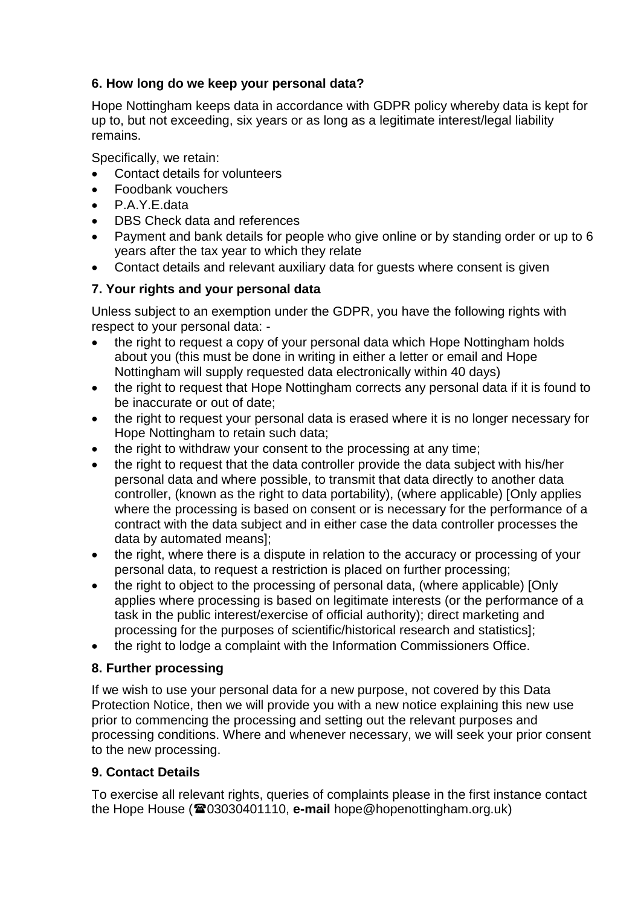### 6. How long do we keep your personal data?

Hope Nottingham keeps data in accordance with GDPR policy whereby data is kept for up to, but not exceeding, six years or as long as a legitimate interest/legal liability remains.

Specifically, we retain:

- Contact details for volunteers
- Foodbank vouchers
- P.A.Y.E.data
- DBS Check data and references
- Payment and bank details for people who give online or by standing order or up to 6 years after the tax year to which they relate
- Contact details and relevant auxiliary data for guests where consent is given

### 7. Your rights and your personal data

Unless subject to an exemption under the GDPR, you have the following rights with respect to your personal data: -

- the right to request a copy of your personal data which Hope Nottingham holds about you (this must be done in writing in either a letter or email and Hope Nottingham will supply requested data electronically within 40 days)
- the right to request that Hope Nottingham corrects any personal data if it is found to be inaccurate or out of date;
- the right to request your personal data is erased where it is no longer necessary for Hope Nottingham to retain such data;
- the right to withdraw your consent to the processing at any time;
- the right to request that the data controller provide the data subject with his/her personal data and where possible, to transmit that data directly to another data controller, (known as the right to data portability), (where applicable) [Only applies where the processing is based on consent or is necessary for the performance of a contract with the data subject and in either case the data controller processes the data by automated means];
- the right, where there is a dispute in relation to the accuracy or processing of your personal data, to request a restriction is placed on further processing;
- the right to object to the processing of personal data, (where applicable) [Only applies where processing is based on legitimate interests (or the performance of a task in the public interest/exercise of official authority); direct marketing and processing for the purposes of scientific/historical research and statistics];
- the right to lodge a complaint with the Information Commissioners Office.

### 8. Further processing

If we wish to use your personal data for a new purpose, not covered by this Data Protection Notice, then we will provide you with a new notice explaining this new use prior to commencing the processing and setting out the relevant purposes and processing conditions. Where and whenever necessary, we will seek your prior consent to the new processing.

### 9. Contact Details

To exercise all relevant rights, queries of complaints please in the first instance contact the Hope House (☎03030401110, **e-mail** hope@hopenottingham.org.uk)